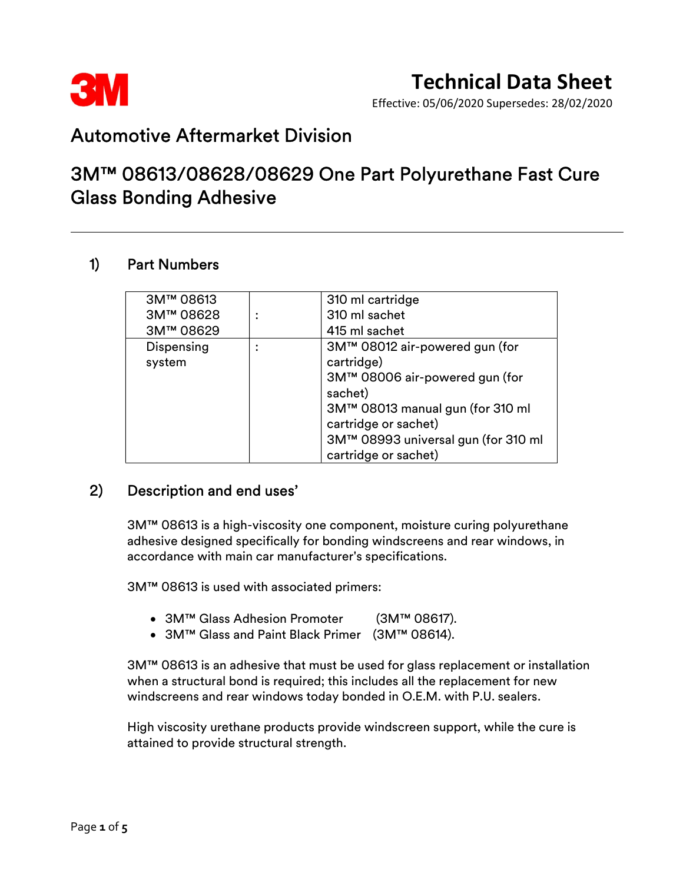# Technical Data Sheet

Effective: 05/06/2020 Supersedes: 28/02/2020

## Automotive Aftermarket Division

## 3M™ 08613/08628/08629 One Part Polyurethane Fast Cure Glass Bonding Adhesive

### 1) Part Numbers

| | | |
|---|---|---|
| 3M™ 08613<br>3M™ 08628<br>3M™ 08629 | : | 310 ml cartridge<br>310 ml sachet<br>415 ml sachet |
| Dispensing system | : | 3M™ 08012 air-powered gun (for cartridge)<br>3M™ 08006 air-powered gun (for sachet)<br>3M™ 08013 manual gun (for 310 ml cartridge or sachet)<br>3M™ 08993 universal gun (for 310 ml cartridge or sachet) |

### 2) Description and end uses'

3M™ 08613 is a high-viscosity one component, moisture curing polyurethane adhesive designed specifically for bonding windscreens and rear windows, in accordance with main car manufacturer's specifications.

3M™ 08613 is used with associated primers:

- 3M™ Glass Adhesion Promoter (3M™ 08617).
- 3M™ Glass and Paint Black Primer (3M™ 08614).

3M™ 08613 is an adhesive that must be used for glass replacement or installation when a structural bond is required; this includes all the replacement for new windscreens and rear windows today bonded in O.E.M. with P.U. sealers.

High viscosity urethane products provide windscreen support, while the cure is attained to provide structural strength.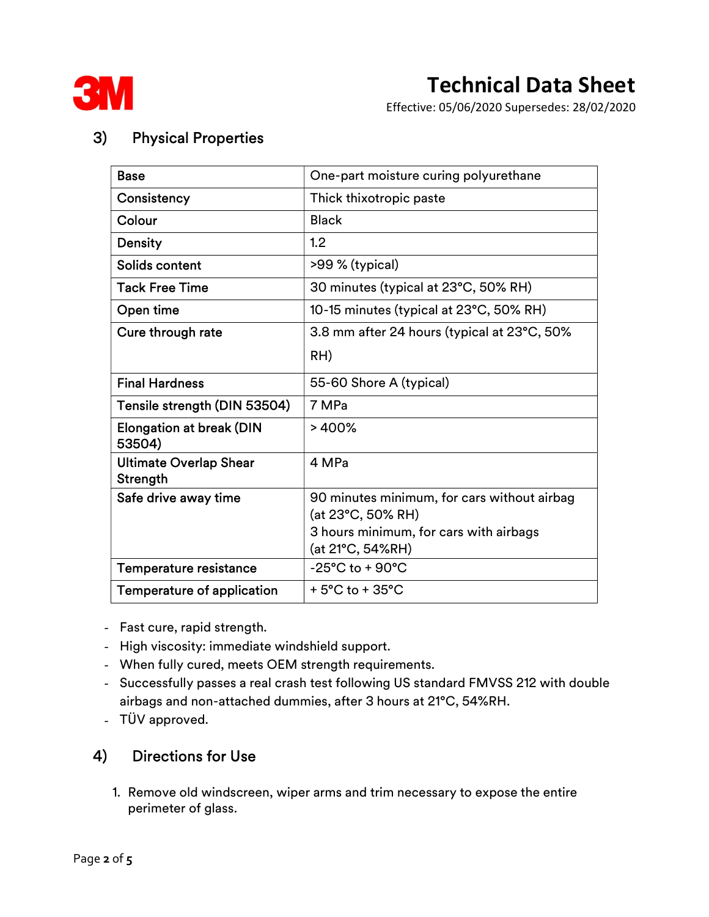## 3) Physical Properties

| Base | One-part moisture curing polyurethane |
|---|---|
| Consistency | Thick thixotropic paste |
| Colour | Black |
| Density | 1.2 |
| Solids content | >99 % (typical) |
| Tack Free Time | 30 minutes (typical at 23°C, 50% RH) |
| Open time | 10-15 minutes (typical at 23°C, 50% RH) |
| Cure through rate | 3.8 mm after 24 hours (typical at 23°C, 50% RH) |
| Final Hardness | 55-60 Shore A (typical) |
| Tensile strength (DIN 53504) | 7 MPa |
| Elongation at break (DIN 53504) | > 400% |
| Ultimate Overlap Shear Strength | 4 MPa |
| Safe drive away time | 90 minutes minimum, for cars without airbag (at 23°C, 50% RH)<br>3 hours minimum, for cars with airbags (at 21°C, 54%RH) |
| Temperature resistance | -25°C to + 90°C |
| Temperature of application | + 5°C to + 35°C |

- Fast cure, rapid strength.
- High viscosity: immediate windshield support.
- When fully cured, meets OEM strength requirements.
- Successfully passes a real crash test following US standard FMVSS 212 with double airbags and non-attached dummies, after 3 hours at 21°C, 54%RH.
- TÜV approved.

## 4) Directions for Use

1. Remove old windscreen, wiper arms and trim necessary to expose the entire perimeter of glass.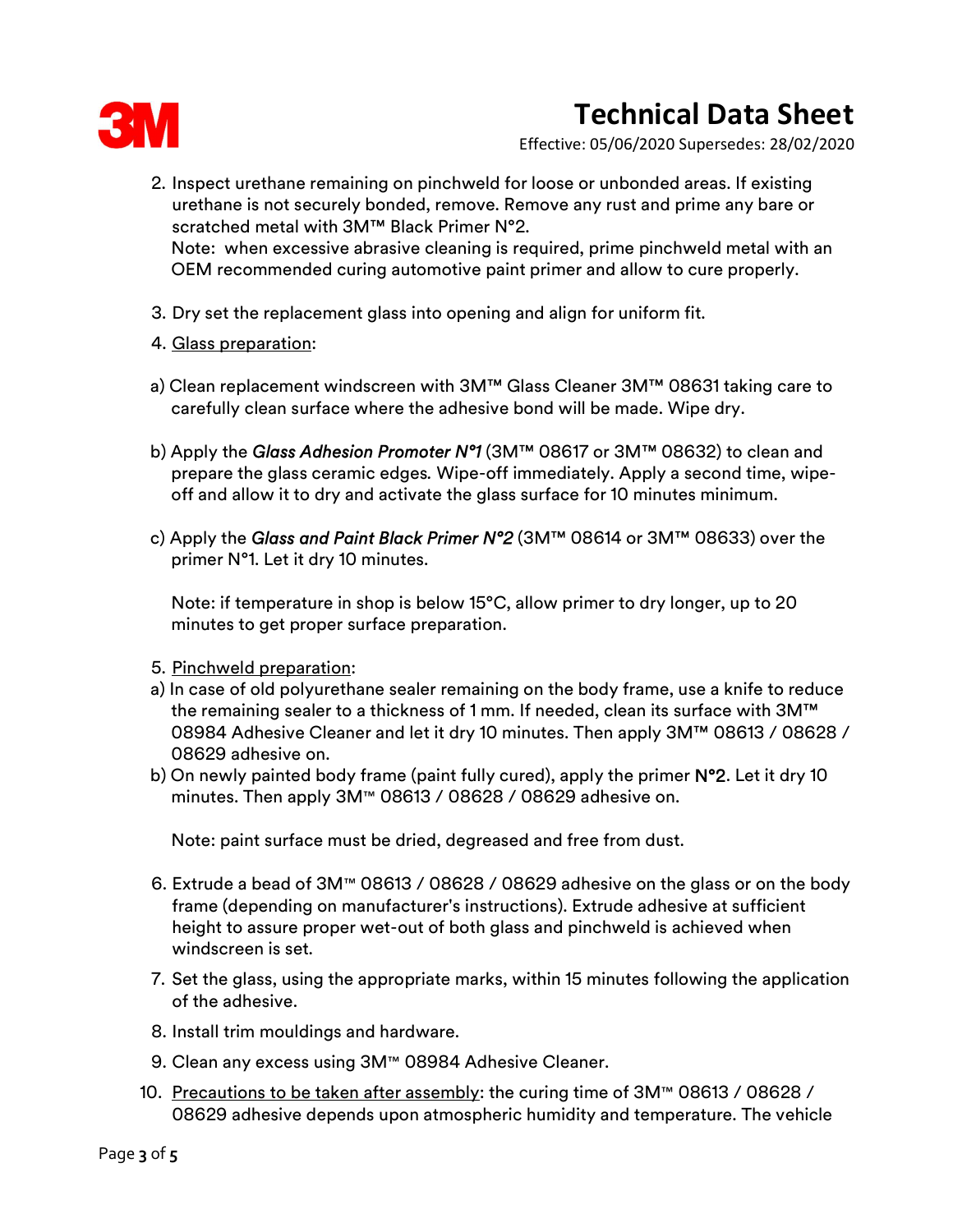2. Inspect urethane remaining on pinchweld for loose or unbonded areas. If existing urethane is not securely bonded, remove. Remove any rust and prime any bare or scratched metal with 3M™ Black Primer N°2.
   Note: when excessive abrasive cleaning is required, prime pinchweld metal with an OEM recommended curing automotive paint primer and allow to cure properly.

3. Dry set the replacement glass into opening and align for uniform fit.

4. Glass preparation:

a) Clean replacement windscreen with 3M™ Glass Cleaner 3M™ 08631 taking care to carefully clean surface where the adhesive bond will be made. Wipe dry.

b) Apply the ***Glass Adhesion Promoter N°1*** (3M™ 08617 or 3M™ 08632) to clean and prepare the glass ceramic edges. Wipe-off immediately. Apply a second time, wipe-off and allow it to dry and activate the glass surface for 10 minutes minimum.

c) Apply the ***Glass and Paint Black Primer N°2*** (3M™ 08614 or 3M™ 08633) over the primer N°1. Let it dry 10 minutes.

   Note: if temperature in shop is below 15°C, allow primer to dry longer, up to 20 minutes to get proper surface preparation.

5. Pinchweld preparation:

a) In case of old polyurethane sealer remaining on the body frame, use a knife to reduce the remaining sealer to a thickness of 1 mm. If needed, clean its surface with 3M™ 08984 Adhesive Cleaner and let it dry 10 minutes. Then apply 3M™ 08613 / 08628 / 08629 adhesive on.

b) On newly painted body frame (paint fully cured), apply the primer N°2. Let it dry 10 minutes. Then apply 3M™ 08613 / 08628 / 08629 adhesive on.

   Note: paint surface must be dried, degreased and free from dust.

6. Extrude a bead of 3M™ 08613 / 08628 / 08629 adhesive on the glass or on the body frame (depending on manufacturer's instructions). Extrude adhesive at sufficient height to assure proper wet-out of both glass and pinchweld is achieved when windscreen is set.

7. Set the glass, using the appropriate marks, within 15 minutes following the application of the adhesive.

8. Install trim mouldings and hardware.

9. Clean any excess using 3M™ 08984 Adhesive Cleaner.

10. Precautions to be taken after assembly: the curing time of 3M™ 08613 / 08628 / 08629 adhesive depends upon atmospheric humidity and temperature. The vehicle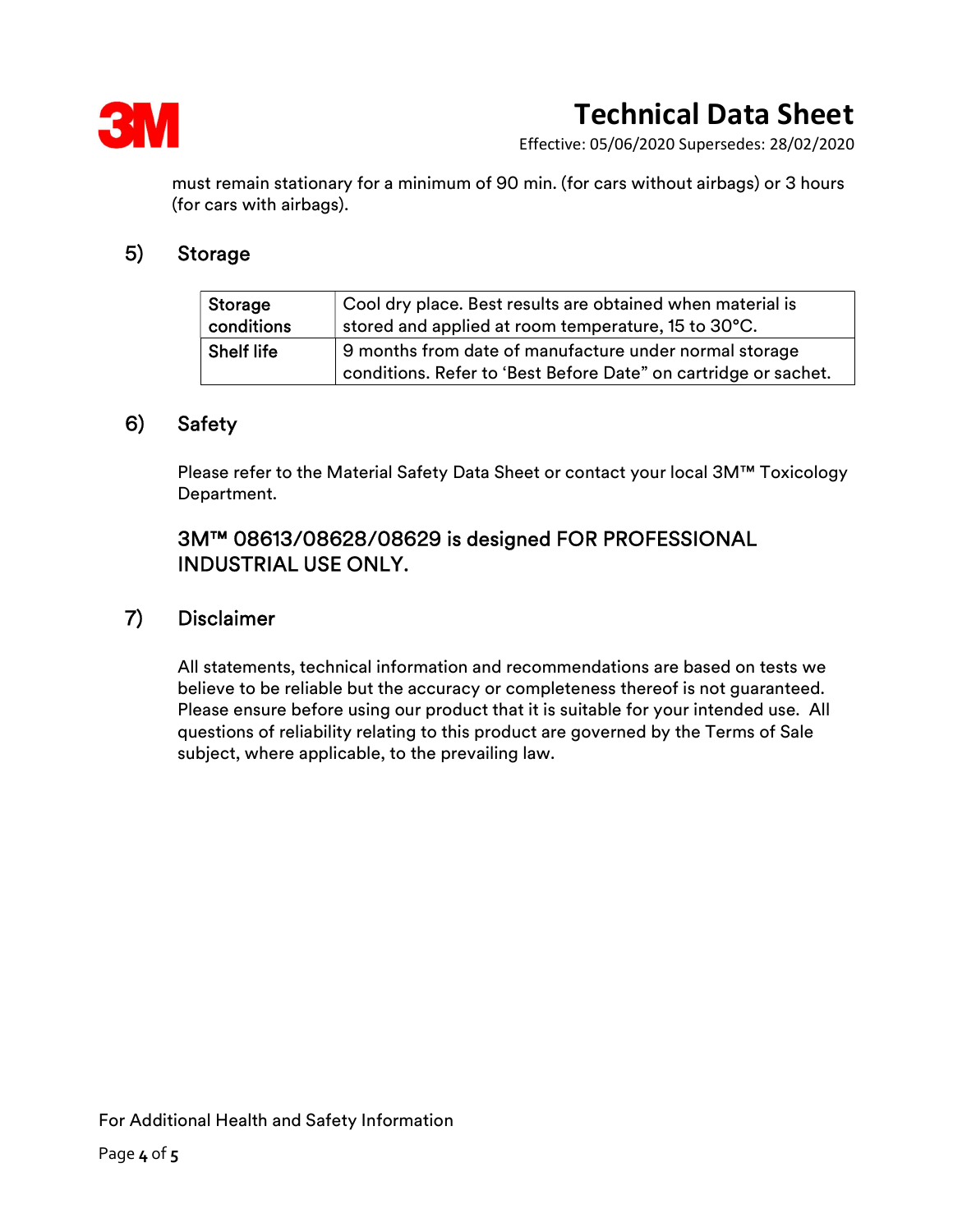must remain stationary for a minimum of 90 min. (for cars without airbags) or 3 hours (for cars with airbags).

## 5) Storage

| Storage conditions | Cool dry place. Best results are obtained when material is stored and applied at room temperature, 15 to 30°C. |
|---|---|
| Shelf life | 9 months from date of manufacture under normal storage conditions. Refer to 'Best Before Date" on cartridge or sachet. |

## 6) Safety

Please refer to the Material Safety Data Sheet or contact your local 3M™ Toxicology Department.

### 3M™ 08613/08628/08629 is designed FOR PROFESSIONAL INDUSTRIAL USE ONLY.

## 7) Disclaimer

All statements, technical information and recommendations are based on tests we believe to be reliable but the accuracy or completeness thereof is not guaranteed. Please ensure before using our product that it is suitable for your intended use. All questions of reliability relating to this product are governed by the Terms of Sale subject, where applicable, to the prevailing law.

For Additional Health and Safety Information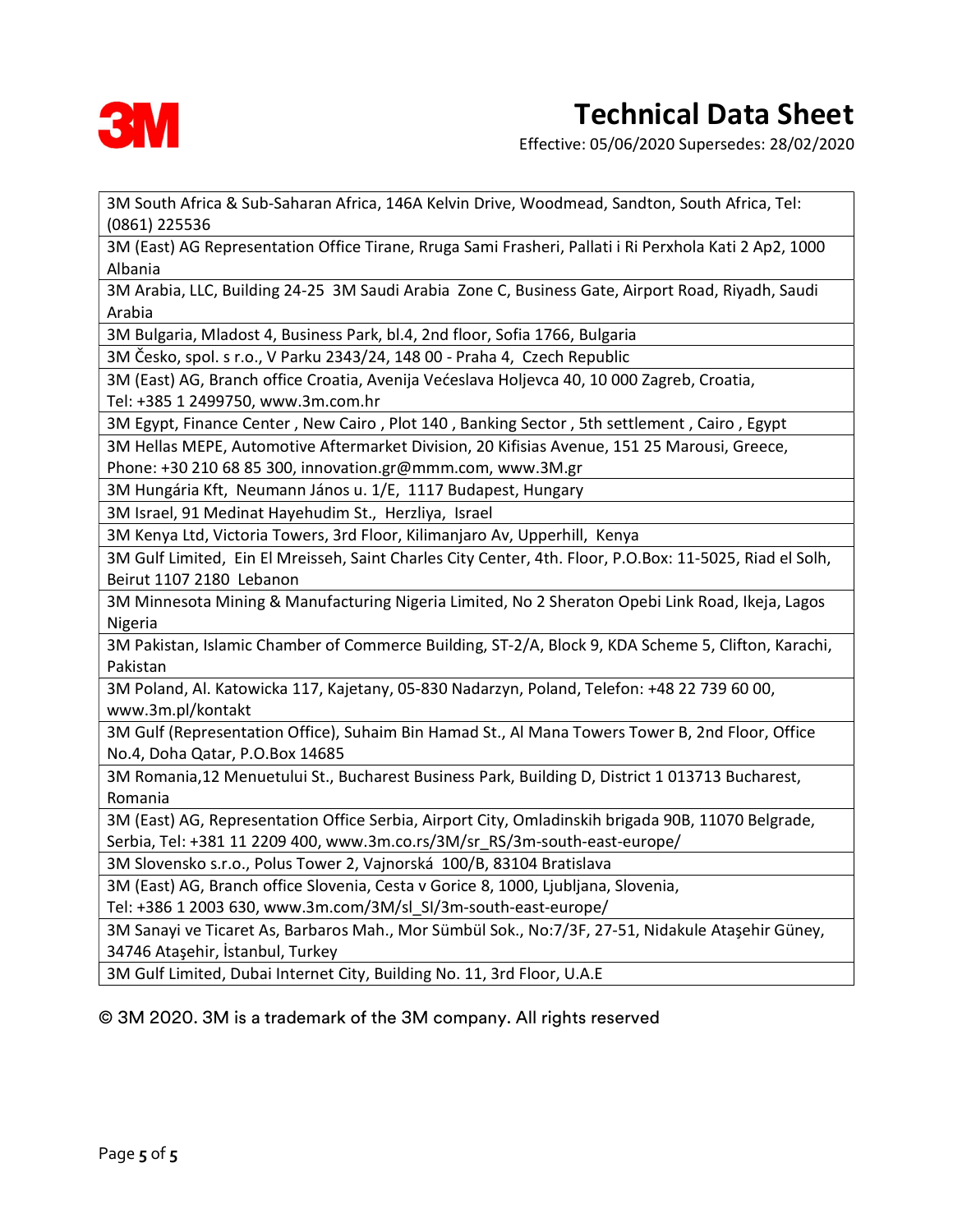| |
|---|
| 3M South Africa & Sub-Saharan Africa, 146A Kelvin Drive, Woodmead, Sandton, South Africa, Tel: (0861) 225536 |
| 3M (East) AG Representation Office Tirane, Rruga Sami Frasheri, Pallati i Ri Perxhola Kati 2 Ap2, 1000 Albania |
| 3M Arabia, LLC, Building 24-25 3M Saudi Arabia Zone C, Business Gate, Airport Road, Riyadh, Saudi Arabia |
| 3M Bulgaria, Mladost 4, Business Park, bl.4, 2nd floor, Sofia 1766, Bulgaria |
| 3M Česko, spol. s r.o., V Parku 2343/24, 148 00 - Praha 4, Czech Republic |
| 3M (East) AG, Branch office Croatia, Avenija Većeslava Holjevca 40, 10 000 Zagreb, Croatia, Tel: +385 1 2499750, www.3m.com.hr |
| 3M Egypt, Finance Center , New Cairo , Plot 140 , Banking Sector , 5th settlement , Cairo , Egypt |
| 3M Hellas MEPE, Automotive Aftermarket Division, 20 Kifisias Avenue, 151 25 Marousi, Greece, Phone: +30 210 68 85 300, innovation.gr@mmm.com, www.3M.gr |
| 3M Hungária Kft, Neumann János u. 1/E, 1117 Budapest, Hungary |
| 3M Israel, 91 Medinat Hayehudim St., Herzliya, Israel |
| 3M Kenya Ltd, Victoria Towers, 3rd Floor, Kilimanjaro Av, Upperhill, Kenya |
| 3M Gulf Limited, Ein El Mreisseh, Saint Charles City Center, 4th. Floor, P.O.Box: 11-5025, Riad el Solh, Beirut 1107 2180 Lebanon |
| 3M Minnesota Mining & Manufacturing Nigeria Limited, No 2 Sheraton Opebi Link Road, Ikeja, Lagos Nigeria |
| 3M Pakistan, Islamic Chamber of Commerce Building, ST-2/A, Block 9, KDA Scheme 5, Clifton, Karachi, Pakistan |
| 3M Poland, Al. Katowicka 117, Kajetany, 05-830 Nadarzyn, Poland, Telefon: +48 22 739 60 00, www.3m.pl/kontakt |
| 3M Gulf (Representation Office), Suhaim Bin Hamad St., Al Mana Towers Tower B, 2nd Floor, Office No.4, Doha Qatar, P.O.Box 14685 |
| 3M Romania,12 Menuetului St., Bucharest Business Park, Building D, District 1 013713 Bucharest, Romania |
| 3M (East) AG, Representation Office Serbia, Airport City, Omladinskih brigada 90B, 11070 Belgrade, Serbia, Tel: +381 11 2209 400, www.3m.co.rs/3M/sr_RS/3m-south-east-europe/ |
| 3M Slovensko s.r.o., Polus Tower 2, Vajnorská 100/B, 83104 Bratislava |
| 3M (East) AG, Branch office Slovenia, Cesta v Gorice 8, 1000, Ljubljana, Slovenia, Tel: +386 1 2003 630, www.3m.com/3M/sl_SI/3m-south-east-europe/ |
| 3M Sanayi ve Ticaret As, Barbaros Mah., Mor Sümbül Sok., No:7/3F, 27-51, Nidakule Ataşehir Güney, 34746 Ataşehir, İstanbul, Turkey |
| 3M Gulf Limited, Dubai Internet City, Building No. 11, 3rd Floor, U.A.E |

© 3M 2020. 3M is a trademark of the 3M company. All rights reserved